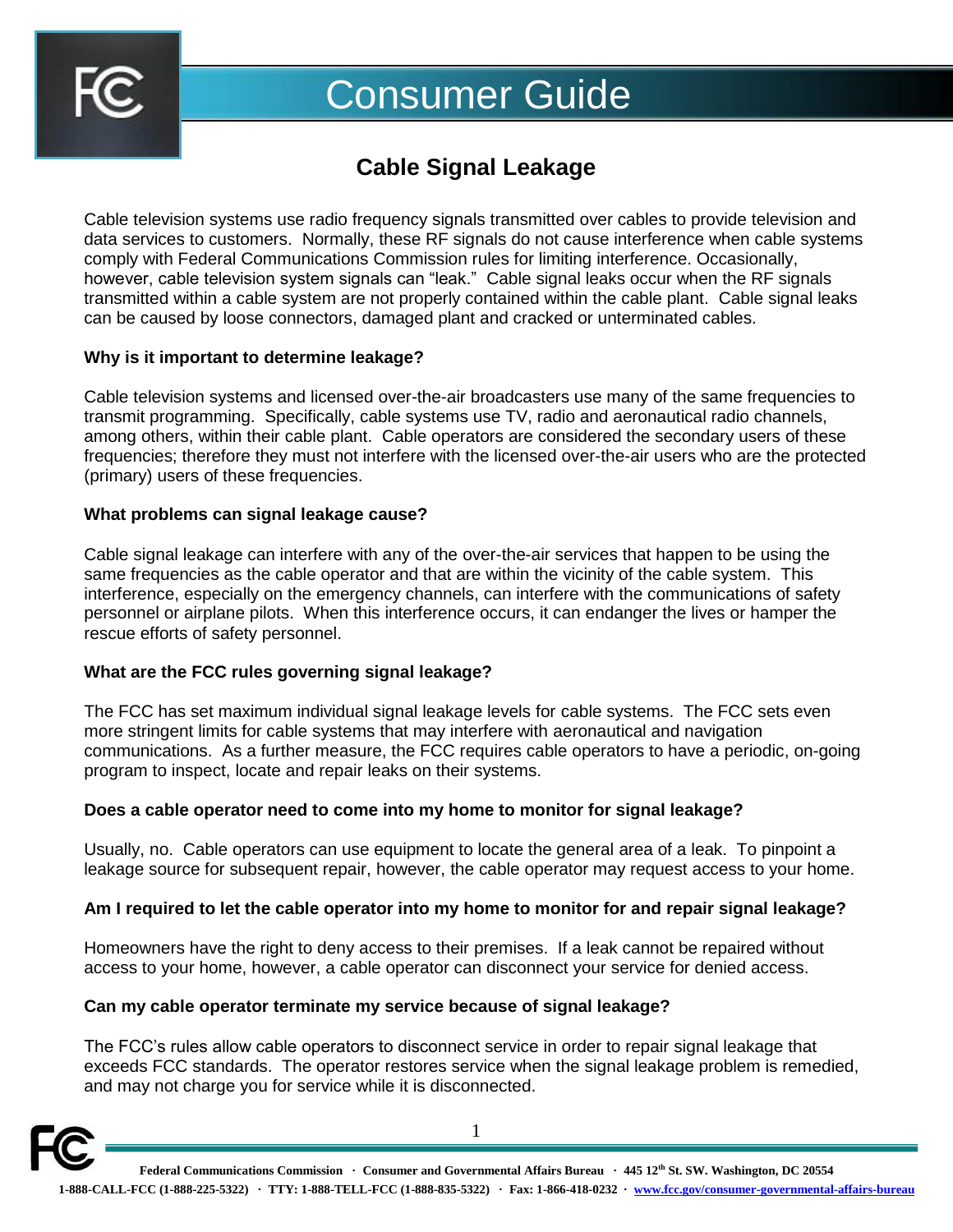# Consumer Guide

## Cable Signal Leakage

Cable television systems use radio frequency signals transmitted over cables to provide television and data services to customers. Normally, these RF signals do not cause interference when cable systems comply with Federal Communications Commission rules for limiting interference. Occasionally, however, cable television system signals can "leak." Cable signal leaks occur when the RF signals transmitted within a cable system are not properly contained within the cable plant. Cable signal leaks can be caused by loose connectors, damaged plant and cracked or unterminated cables.

### Why is it important to determine leakage?

Cable television systems and licensed over-the-air broadcasters use many of the same frequencies to transmit programming. Specifically, cable systems use TV, radio and aeronautical radio channels, among others, within their cable plant. Cable operators are considered the secondary users of these frequencies; therefore they must not interfere with the licensed over-the-air users who are the protected (primary) users of these frequencies.

### What problems can signal leakage cause?

Cable signal leakage can interfere with any of the over-the-air services that happen to be using the same frequencies as the cable operator and that are within the vicinity of the cable system. This interference, especially on the emergency channels, can interfere with the communications of safety personnel or airplane pilots. When this interference occurs, it can endanger the lives or hamper the rescue efforts of safety personnel.

### What are the FCC rules governing signal leakage?

The FCC has set maximum individual signal leakage levels for cable systems. The FCC sets even more stringent limits for cable systems that may interfere with aeronautical and navigation communications. As a further measure, the FCC requires cable operators to have a periodic, on-going program to inspect, locate and repair leaks on their systems.

### Does a cable operator need to come into my home to monitor for signal leakage?

Usually, no. Cable operators can use equipment to locate the general area of a leak. To pinpoint a leakage source for subsequent repair, however, the cable operator may request access to your home.

### Am I required to let the cable operator into my home to monitor for and repair signal leakage?

Homeowners have the right to deny access to their premises. If a leak cannot be repaired without access to your home, however, a cable operator can disconnect your service for denied access.

### Can my cable operator terminate my service because of signal leakage?

The FCC's rules allow cable operators to disconnect service in order to repair signal leakage that exceeds FCC standards. The operator restores service when the signal leakage problem is remedied, and may not charge you for service while it is disconnected.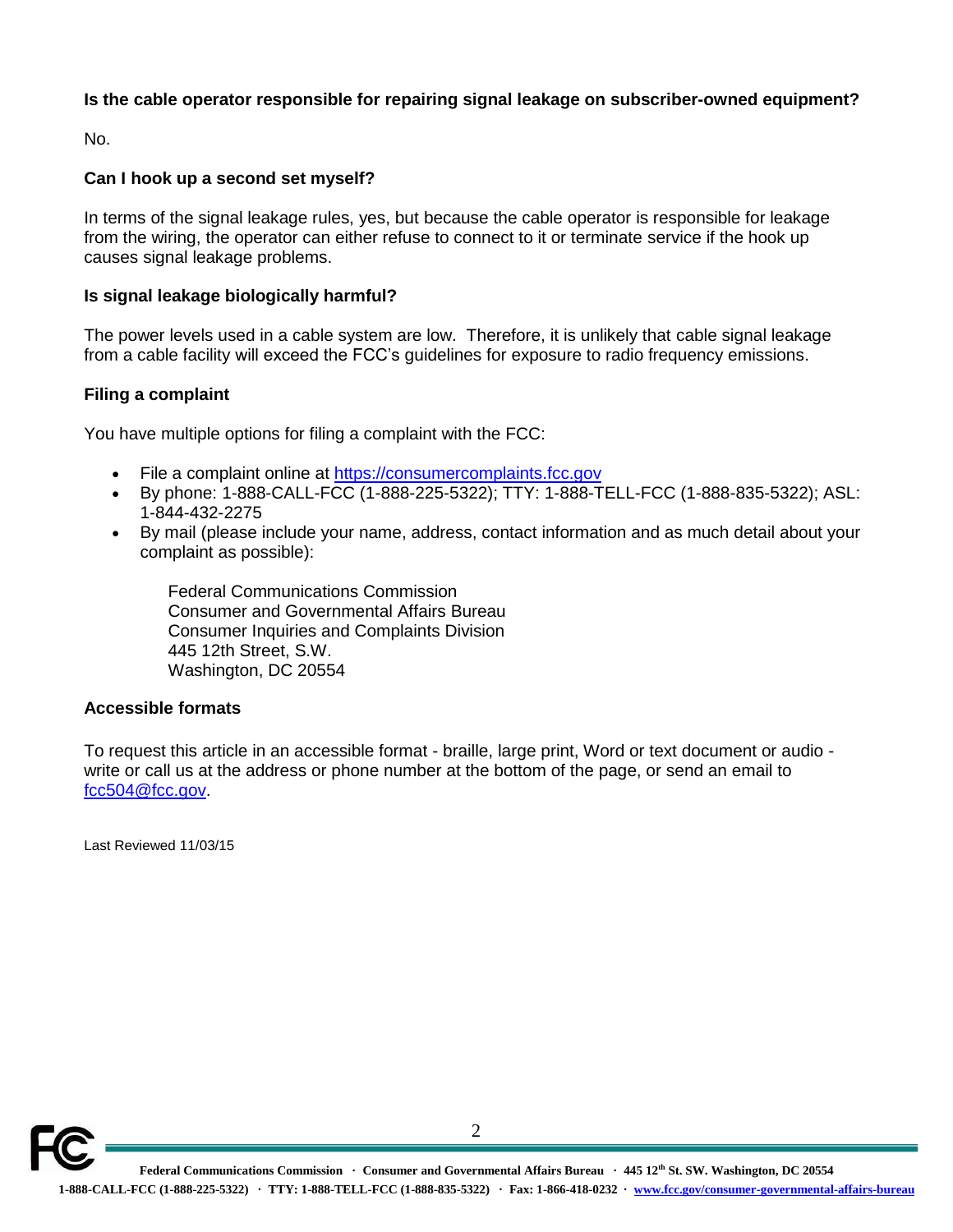**Is the cable operator responsible for repairing signal leakage on subscriber-owned equipment?**

No.

**Can I hook up a second set myself?**

In terms of the signal leakage rules, yes, but because the cable operator is responsible for leakage from the wiring, the operator can either refuse to connect to it or terminate service if the hook up causes signal leakage problems.

**Is signal leakage biologically harmful?**

The power levels used in a cable system are low. Therefore, it is unlikely that cable signal leakage from a cable facility will exceed the FCC's guidelines for exposure to radio frequency emissions.

**Filing a complaint**

You have multiple options for filing a complaint with the FCC:

- File a complaint online at https://consumercomplaints.fcc.gov
- By phone: 1-888-CALL-FCC (1-888-225-5322); TTY: 1-888-TELL-FCC (1-888-835-5322); ASL: 1-844-432-2275
- By mail (please include your name, address, contact information and as much detail about your complaint as possible):

  Federal Communications Commission
  Consumer and Governmental Affairs Bureau
  Consumer Inquiries and Complaints Division
  445 12th Street, S.W.
  Washington, DC 20554

**Accessible formats**

To request this article in an accessible format - braille, large print, Word or text document or audio - write or call us at the address or phone number at the bottom of the page, or send an email to fcc504@fcc.gov.

Last Reviewed 11/03/15

**Federal Communications Commission · Consumer and Governmental Affairs Bureau · 445 12th St. SW. Washington, DC 20554**
**1-888-CALL-FCC (1-888-225-5322) · TTY: 1-888-TELL-FCC (1-888-835-5322) · Fax: 1-866-418-0232 · www.fcc.gov/consumer-governmental-affairs-bureau**